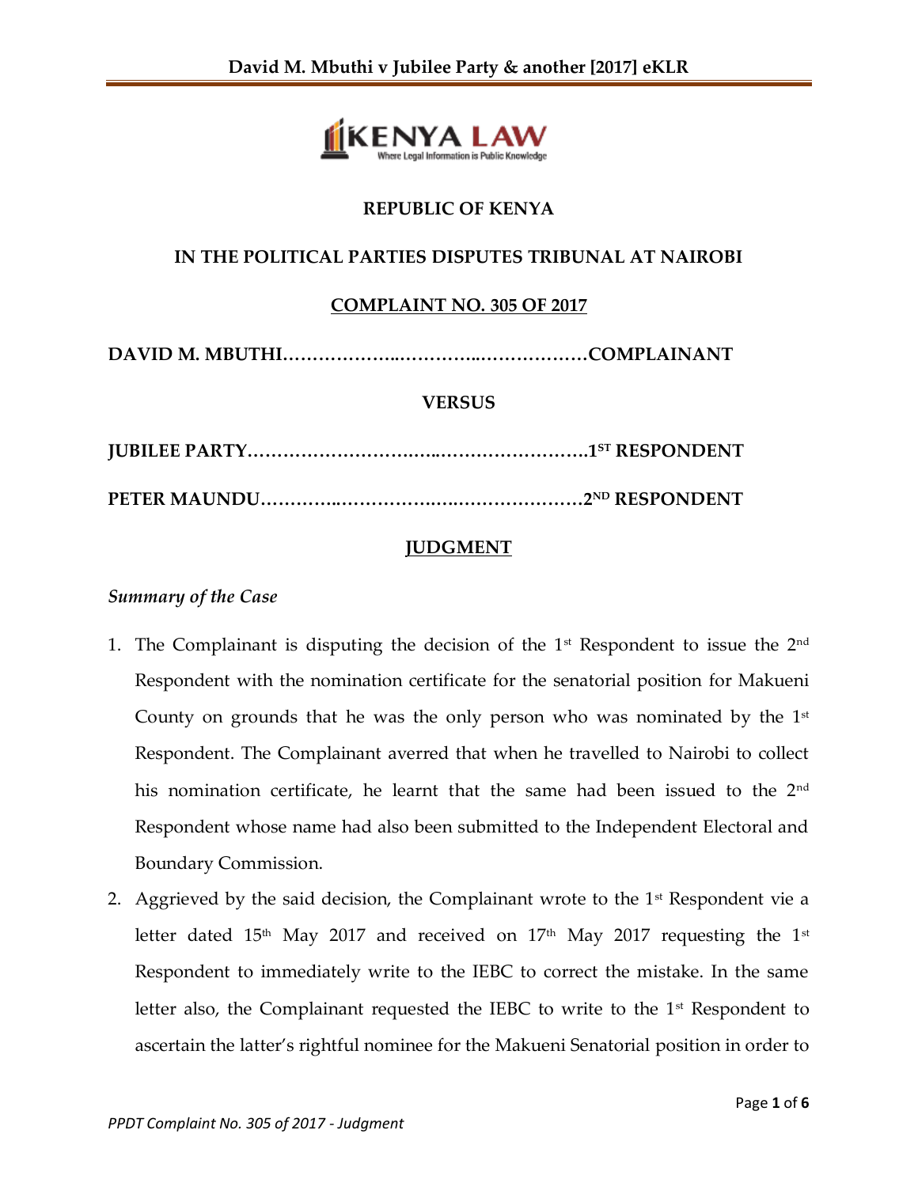**REPUBLIC OF KENYA**

**IN THE POLITICAL PARTIES DISPUTES TRIBUNAL AT NAIROBI**

**COMPLAINT NO. 305 OF 2017**

**DAVID M. MBUTHI………………..…………..………………COMPLAINANT**

**VERSUS**

**JUBILEE PARTY……………………….…..…………………….1[ST] RESPONDENT**

**PETER MAUNDU………….……………….….………………2[ND] RESPONDENT**

**JUDGMENT**

*Summary of the Case*

1. The Complainant is disputing the decision of the 1[st] Respondent to issue the 2[nd] Respondent with the nomination certificate for the senatorial position for Makueni County on grounds that he was the only person who was nominated by the 1[st] Respondent. The Complainant averred that when he travelled to Nairobi to collect his nomination certificate, he learnt that the same had been issued to the 2[nd] Respondent whose name had also been submitted to the Independent Electoral and Boundary Commission.

2. Aggrieved by the said decision, the Complainant wrote to the 1[st] Respondent vie a letter dated 15[th] May 2017 and received on 17[th] May 2017 requesting the 1[st] Respondent to immediately write to the IEBC to correct the mistake. In the same letter also, the Complainant requested the IEBC to write to the 1[st] Respondent to ascertain the latter's rightful nominee for the Makueni Senatorial position in order to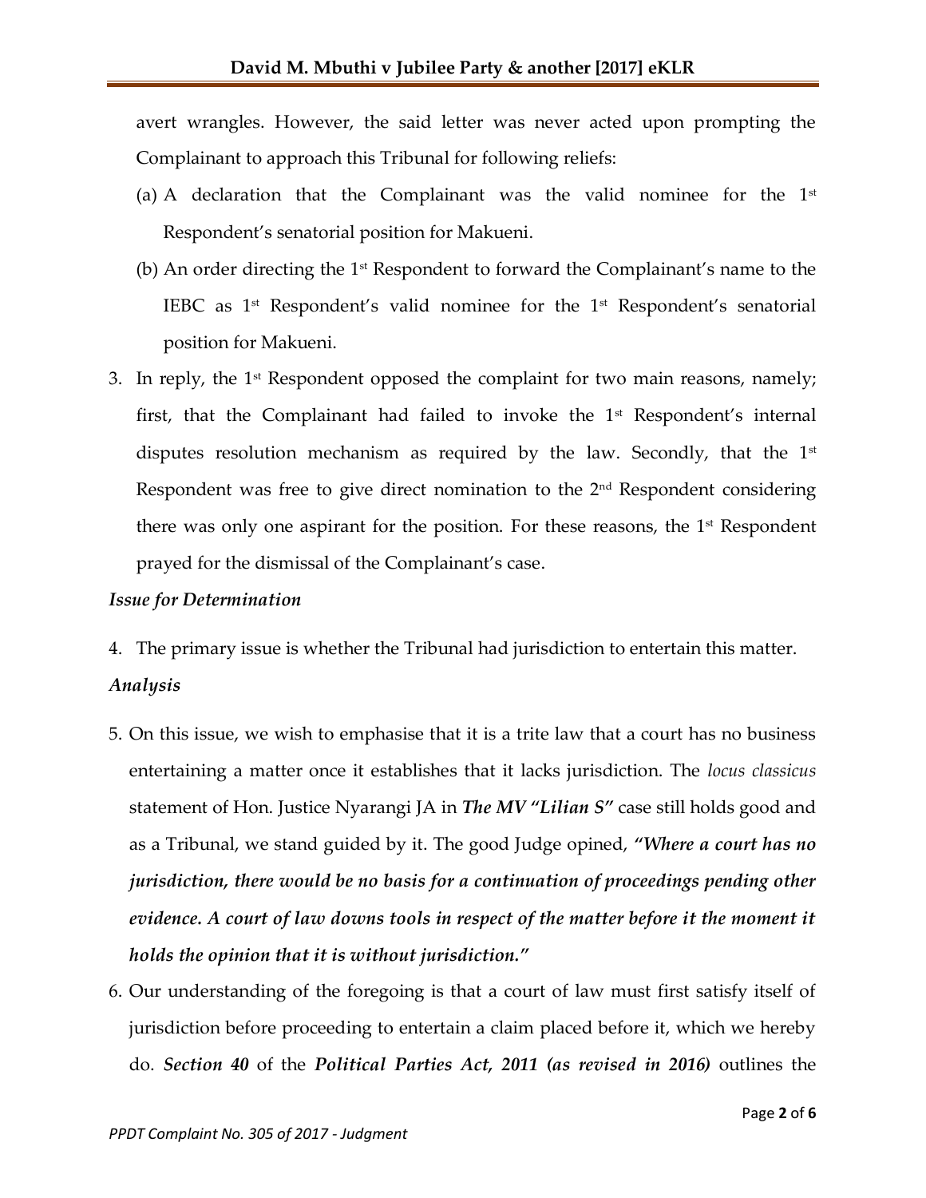avert wrangles. However, the said letter was never acted upon prompting the Complainant to approach this Tribunal for following reliefs:

(a) A declaration that the Complainant was the valid nominee for the 1st Respondent's senatorial position for Makueni.

(b) An order directing the 1st Respondent to forward the Complainant's name to the IEBC as 1st Respondent's valid nominee for the 1st Respondent's senatorial position for Makueni.

3. In reply, the 1st Respondent opposed the complaint for two main reasons, namely; first, that the Complainant had failed to invoke the 1st Respondent's internal disputes resolution mechanism as required by the law. Secondly, that the 1st Respondent was free to give direct nomination to the 2nd Respondent considering there was only one aspirant for the position. For these reasons, the 1st Respondent prayed for the dismissal of the Complainant's case.

### *Issue for Determination*

4. The primary issue is whether the Tribunal had jurisdiction to entertain this matter.

### *Analysis*

5. On this issue, we wish to emphasise that it is a trite law that a court has no business entertaining a matter once it establishes that it lacks jurisdiction. The *locus classicus* statement of Hon. Justice Nyarangi JA in ***The MV "Lilian S"*** case still holds good and as a Tribunal, we stand guided by it. The good Judge opined, ***"Where a court has no jurisdiction, there would be no basis for a continuation of proceedings pending other evidence. A court of law downs tools in respect of the matter before it the moment it holds the opinion that it is without jurisdiction."***

6. Our understanding of the foregoing is that a court of law must first satisfy itself of jurisdiction before proceeding to entertain a claim placed before it, which we hereby do. ***Section 40*** of the ***Political Parties Act, 2011 (as revised in 2016)*** outlines the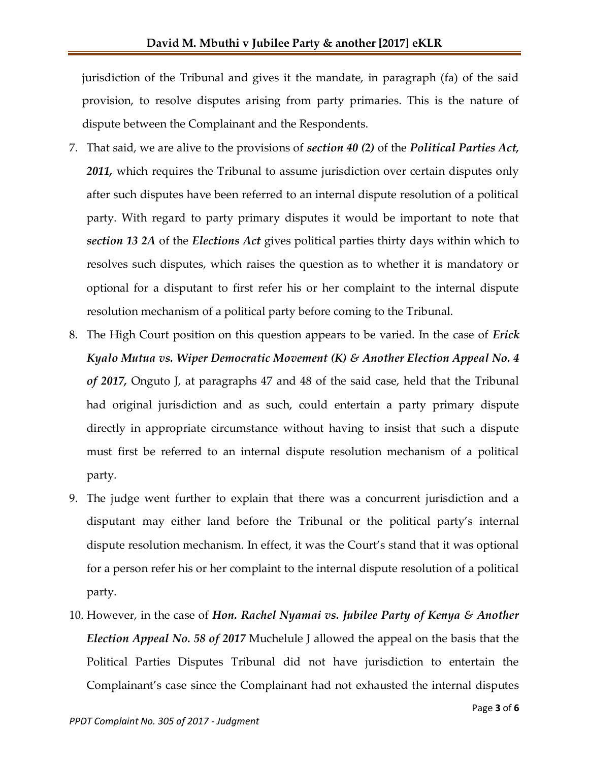jurisdiction of the Tribunal and gives it the mandate, in paragraph (fa) of the said provision, to resolve disputes arising from party primaries. This is the nature of dispute between the Complainant and the Respondents.

7. That said, we are alive to the provisions of ***section 40 (2)*** of the ***Political Parties Act, 2011,*** which requires the Tribunal to assume jurisdiction over certain disputes only after such disputes have been referred to an internal dispute resolution of a political party. With regard to party primary disputes it would be important to note that ***section 13 2A*** of the ***Elections Act*** gives political parties thirty days within which to resolves such disputes, which raises the question as to whether it is mandatory or optional for a disputant to first refer his or her complaint to the internal dispute resolution mechanism of a political party before coming to the Tribunal.

8. The High Court position on this question appears to be varied. In the case of ***Erick Kyalo Mutua vs. Wiper Democratic Movement (K) & Another Election Appeal No. 4 of 2017,*** Onguto J, at paragraphs 47 and 48 of the said case, held that the Tribunal had original jurisdiction and as such, could entertain a party primary dispute directly in appropriate circumstance without having to insist that such a dispute must first be referred to an internal dispute resolution mechanism of a political party.

9. The judge went further to explain that there was a concurrent jurisdiction and a disputant may either land before the Tribunal or the political party's internal dispute resolution mechanism. In effect, it was the Court's stand that it was optional for a person refer his or her complaint to the internal dispute resolution of a political party.

10. However, in the case of ***Hon. Rachel Nyamai vs. Jubilee Party of Kenya & Another Election Appeal No. 58 of 2017*** Muchelule J allowed the appeal on the basis that the Political Parties Disputes Tribunal did not have jurisdiction to entertain the Complainant's case since the Complainant had not exhausted the internal disputes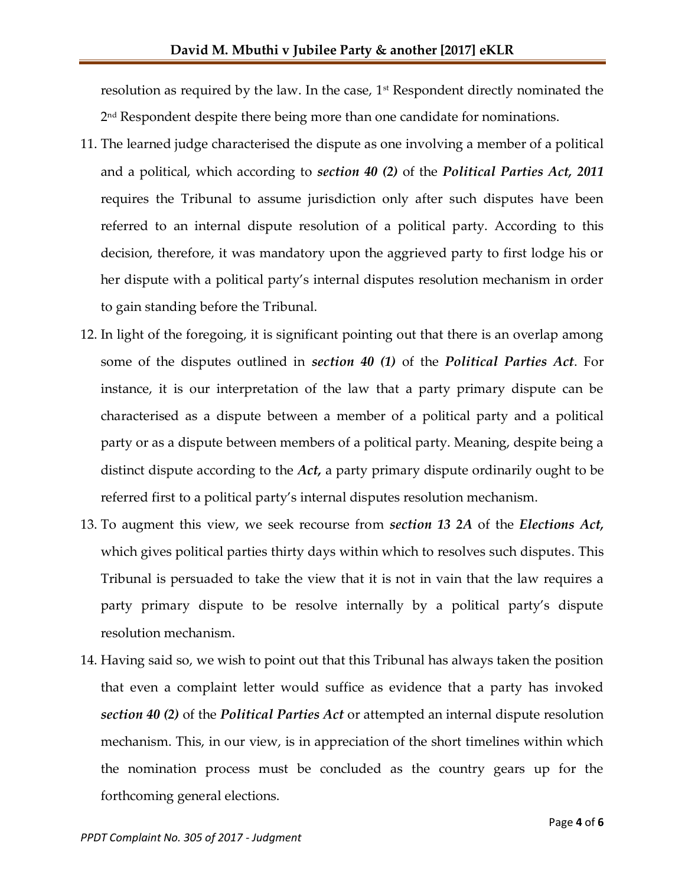resolution as required by the law. In the case, 1st Respondent directly nominated the 2nd Respondent despite there being more than one candidate for nominations.

11. The learned judge characterised the dispute as one involving a member of a political and a political, which according to ***section 40 (2)*** of the ***Political Parties Act, 2011*** requires the Tribunal to assume jurisdiction only after such disputes have been referred to an internal dispute resolution of a political party. According to this decision, therefore, it was mandatory upon the aggrieved party to first lodge his or her dispute with a political party's internal disputes resolution mechanism in order to gain standing before the Tribunal.
12. In light of the foregoing, it is significant pointing out that there is an overlap among some of the disputes outlined in ***section 40 (1)*** of the ***Political Parties Act***. For instance, it is our interpretation of the law that a party primary dispute can be characterised as a dispute between a member of a political party and a political party or as a dispute between members of a political party. Meaning, despite being a distinct dispute according to the ***Act,*** a party primary dispute ordinarily ought to be referred first to a political party's internal disputes resolution mechanism.
13. To augment this view, we seek recourse from ***section 13 2A*** of the ***Elections Act,*** which gives political parties thirty days within which to resolves such disputes. This Tribunal is persuaded to take the view that it is not in vain that the law requires a party primary dispute to be resolve internally by a political party's dispute resolution mechanism.
14. Having said so, we wish to point out that this Tribunal has always taken the position that even a complaint letter would suffice as evidence that a party has invoked ***section 40 (2)*** of the ***Political Parties Act*** or attempted an internal dispute resolution mechanism. This, in our view, is in appreciation of the short timelines within which the nomination process must be concluded as the country gears up for the forthcoming general elections.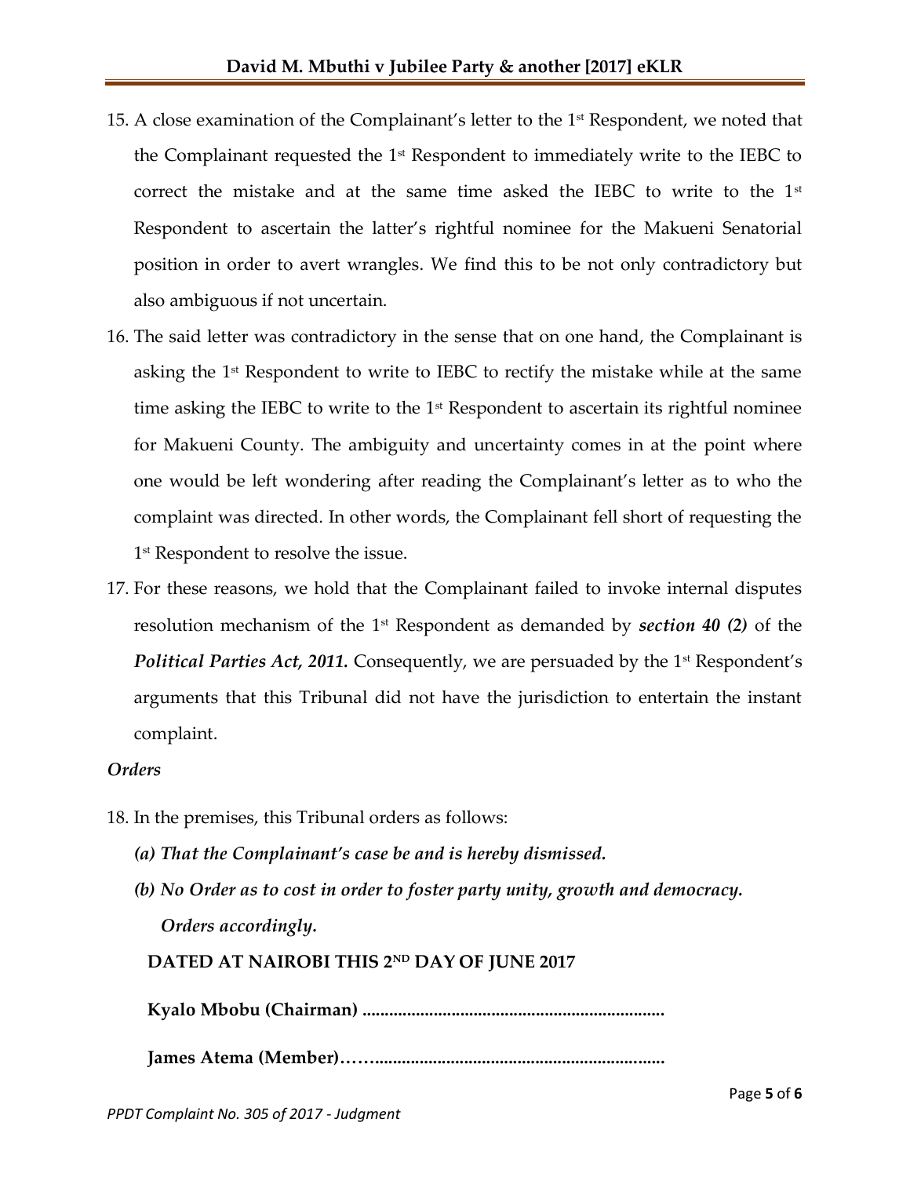15. A close examination of the Complainant's letter to the 1st Respondent, we noted that the Complainant requested the 1st Respondent to immediately write to the IEBC to correct the mistake and at the same time asked the IEBC to write to the 1st Respondent to ascertain the latter's rightful nominee for the Makueni Senatorial position in order to avert wrangles. We find this to be not only contradictory but also ambiguous if not uncertain.

16. The said letter was contradictory in the sense that on one hand, the Complainant is asking the 1st Respondent to write to IEBC to rectify the mistake while at the same time asking the IEBC to write to the 1st Respondent to ascertain its rightful nominee for Makueni County. The ambiguity and uncertainty comes in at the point where one would be left wondering after reading the Complainant's letter as to who the complaint was directed. In other words, the Complainant fell short of requesting the 1st Respondent to resolve the issue.

17. For these reasons, we hold that the Complainant failed to invoke internal disputes resolution mechanism of the 1st Respondent as demanded by ***section 40 (2)*** of the ***Political Parties Act, 2011.*** Consequently, we are persuaded by the 1st Respondent's arguments that this Tribunal did not have the jurisdiction to entertain the instant complaint.

*Orders*

18. In the premises, this Tribunal orders as follows:

    ***(a) That the Complainant's case be and is hereby dismissed.***

    ***(b) No Order as to cost in order to foster party unity, growth and democracy.***

    ***Orders accordingly.***

**DATED AT NAIROBI THIS 2ND DAY OF JUNE 2017**

**Kyalo Mbobu (Chairman) ...................................................................**

**James Atema (Member)……..................................................................**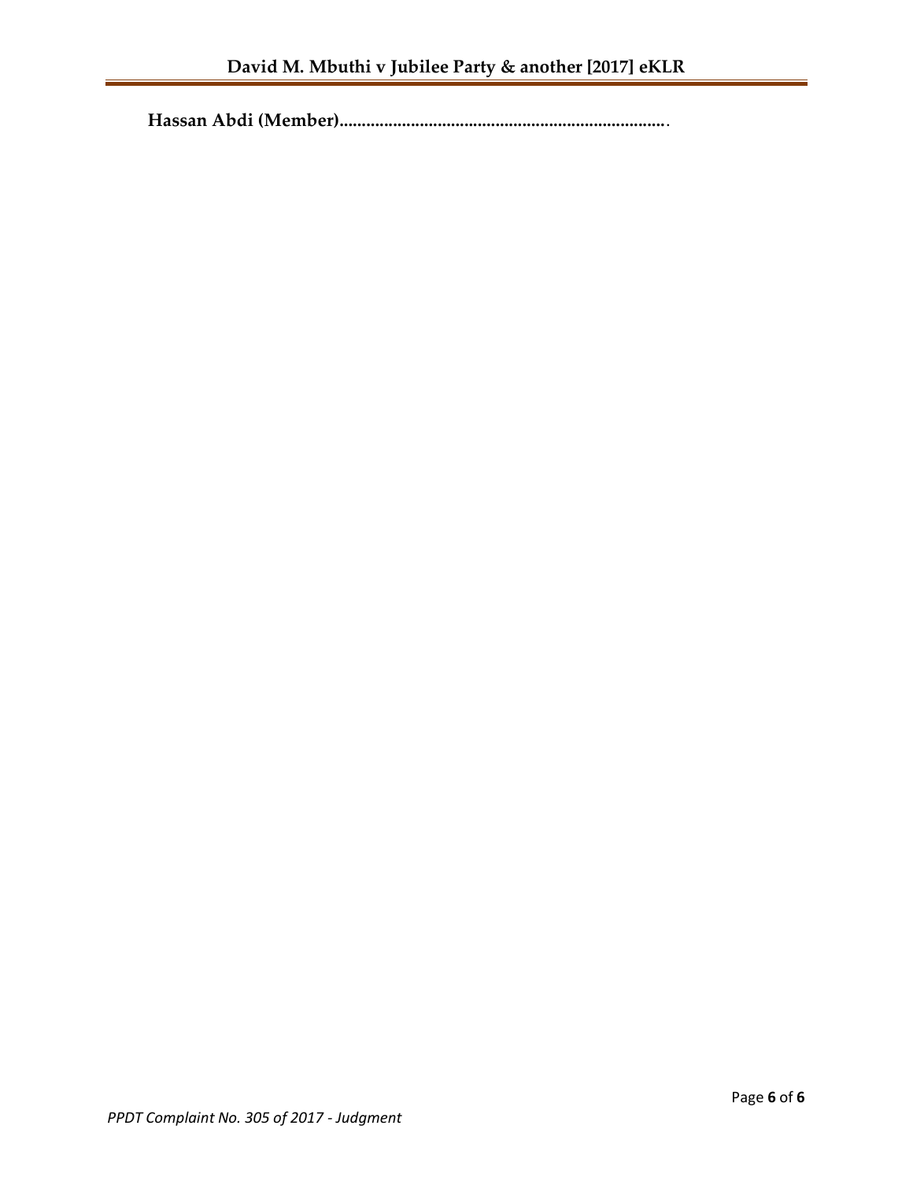**Hassan Abdi (Member)........................................................................**.